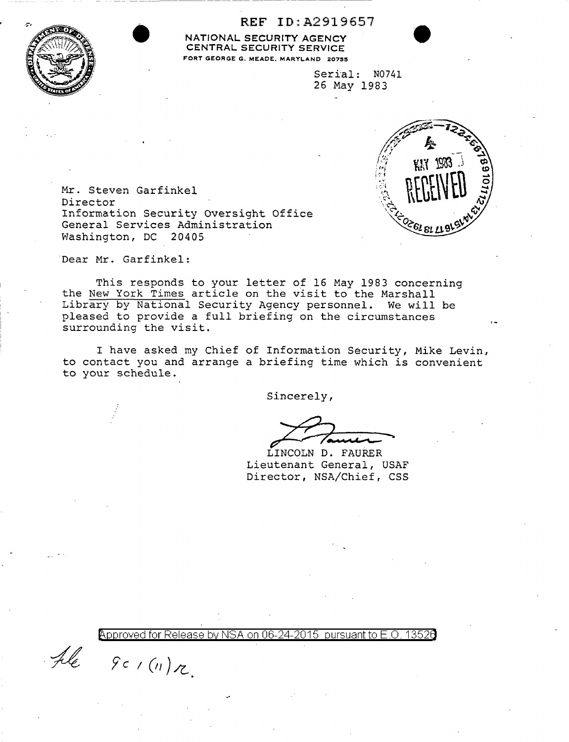REF ID:A2919657

**NATIONAL SECURITY AGENCY**
**CENTRAL SECURITY SERVICE**
FORT GEORGE G. MEADE, MARYLAND 20755

Serial: N0741
26 May 1983

MAY 1983
RECEIVED

Mr. Steven Garfinkel
Director
Information Security Oversight Office
General Services Administration
Washington, DC 20405

Dear Mr. Garfinkel:

This responds to your letter of 16 May 1983 concerning the New York Times article on the visit to the Marshall Library by National Security Agency personnel. We will be pleased to provide a full briefing on the circumstances surrounding the visit.

I have asked my Chief of Information Security, Mike Levin, to contact you and arrange a briefing time which is convenient to your schedule.

Sincerely,

LINCOLN D. FAURER
Lieutenant General, USAF
Director, NSA/Chief, CSS

Approved for Release by NSA on 06-24-2015 pursuant to E.O. 13526

File 9c 1 (11) r.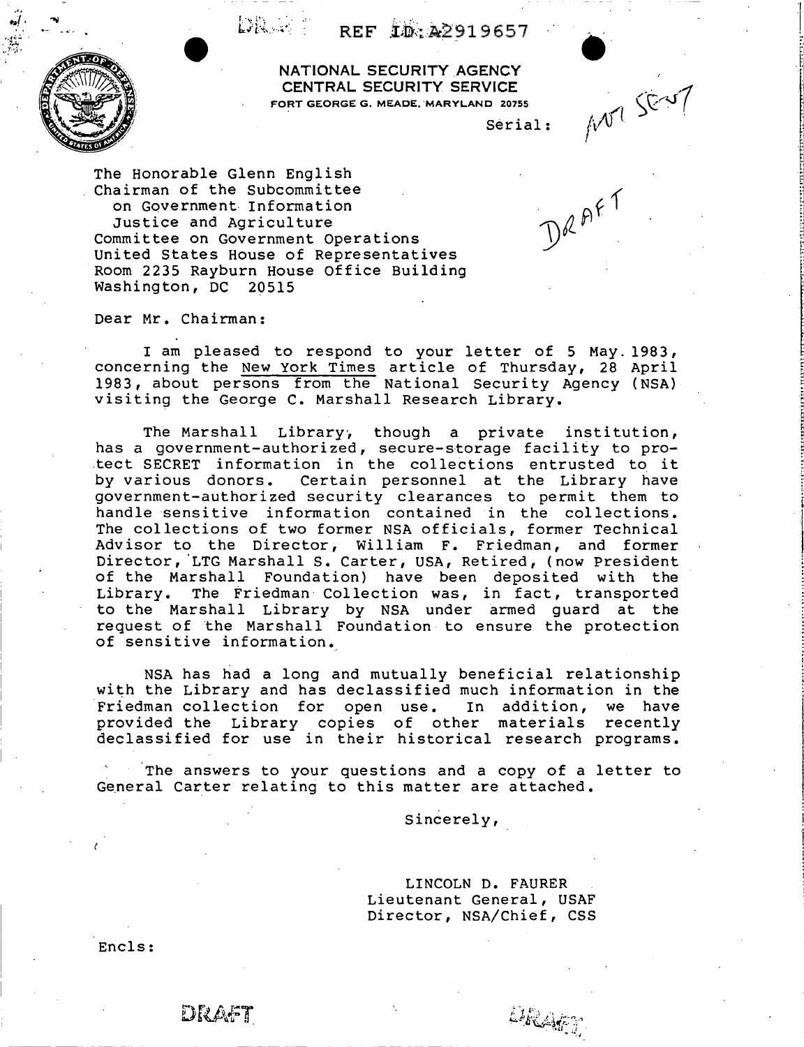REF ID:A2919657

NATIONAL SECURITY AGENCY
CENTRAL SECURITY SERVICE
FORT GEORGE G. MEADE, MARYLAND 20755

Serial: M71 SC-07

DRAFT

The Honorable Glenn English
Chairman of the Subcommittee
on Government Information
Justice and Agriculture
Committee on Government Operations
United States House of Representatives
Room 2235 Rayburn House Office Building
Washington, DC 20515

Dear Mr. Chairman:

I am pleased to respond to your letter of 5 May 1983, concerning the New York Times article of Thursday, 28 April 1983, about persons from the National Security Agency (NSA) visiting the George C. Marshall Research Library.

The Marshall Library, though a private institution, has a government-authorized, secure-storage facility to protect SECRET information in the collections entrusted to it by various donors. Certain personnel at the Library have government-authorized security clearances to permit them to handle sensitive information contained in the collections. The collections of two former NSA officials, former Technical Advisor to the Director, William F. Friedman, and former Director, LTG Marshall S. Carter, USA, Retired, (now President of the Marshall Foundation) have been deposited with the Library. The Friedman Collection was, in fact, transported to the Marshall Library by NSA under armed guard at the request of the Marshall Foundation to ensure the protection of sensitive information.

NSA has had a long and mutually beneficial relationship with the Library and has declassified much information in the Friedman collection for open use. In addition, we have provided the Library copies of other materials recently declassified for use in their historical research programs.

The answers to your questions and a copy of a letter to General Carter relating to this matter are attached.

Sincerely,

LINCOLN D. FAURER
Lieutenant General, USAF
Director, NSA/Chief, CSS

Encls:

DRAFT